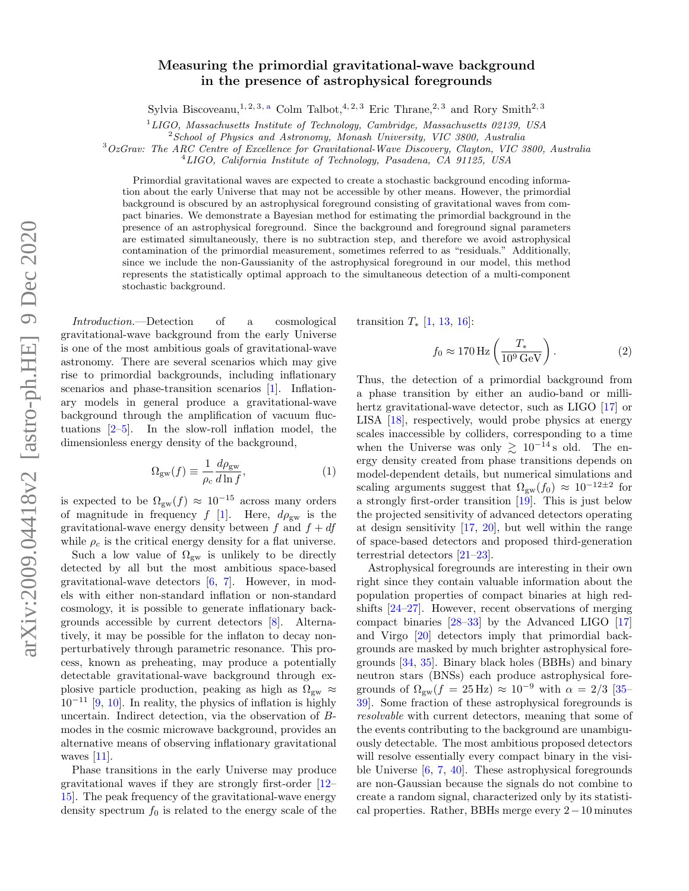# Measuring the primordial gravitational-wave background in the presence of astrophysical foregrounds

Sylvia Biscoveanu,[1,2,3,a] Colm Talbot,[4,2,3] Eric Thrane,[2,3] and Rory Smith[2,3]

[1]*LIGO, Massachusetts Institute of Technology, Cambridge, Massachusetts 02139, USA*
[2]*School of Physics and Astronomy, Monash University, VIC 3800, Australia*
[3]*OzGrav: The ARC Centre of Excellence for Gravitational-Wave Discovery, Clayton, VIC 3800, Australia*
[4]*LIGO, California Institute of Technology, Pasadena, CA 91125, USA*

Primordial gravitational waves are expected to create a stochastic background encoding information about the early Universe that may not be accessible by other means. However, the primordial background is obscured by an astrophysical foreground consisting of gravitational waves from compact binaries. We demonstrate a Bayesian method for estimating the primordial background in the presence of an astrophysical foreground. Since the background and foreground signal parameters are estimated simultaneously, there is no subtraction step, and therefore we avoid astrophysical contamination of the primordial measurement, sometimes referred to as "residuals." Additionally, since we include the non-Gaussianity of the astrophysical foreground in our model, this method represents the statistically optimal approach to the simultaneous detection of a multi-component stochastic background.

*Introduction.*—Detection of a cosmological gravitational-wave background from the early Universe is one of the most ambitious goals of gravitational-wave astronomy. There are several scenarios which may give rise to primordial backgrounds, including inflationary scenarios and phase-transition scenarios [1]. Inflationary models in general produce a gravitational-wave background through the amplification of vacuum fluctuations [2–5]. In the slow-roll inflation model, the dimensionless energy density of the background,

$$\Omega_{\rm gw}(f) \equiv \frac{1}{\rho_c}\frac{d\rho_{\rm gw}}{d\ln f}, \tag{1}$$

is expected to be $\Omega_{\rm gw}(f) \approx 10^{-15}$ across many orders of magnitude in frequency $f$ [1]. Here, $d\rho_{\rm gw}$ is the gravitational-wave energy density between $f$ and $f + df$ while $\rho_c$ is the critical energy density for a flat universe.

Such a low value of $\Omega_{\rm gw}$ is unlikely to be directly detected by all but the most ambitious space-based gravitational-wave detectors [6, 7]. However, in models with either non-standard inflation or non-standard cosmology, it is possible to generate inflationary backgrounds accessible by current detectors [8]. Alternatively, it may be possible for the inflaton to decay non-perturbatively through parametric resonance. This process, known as preheating, may produce a potentially detectable gravitational-wave background through explosive particle production, peaking as high as $\Omega_{\rm gw} \approx 10^{-11}$ [9, 10]. In reality, the physics of inflation is highly uncertain. Indirect detection, via the observation of $B$-modes in the cosmic microwave background, provides an alternative means of observing inflationary gravitational waves [11].

Phase transitions in the early Universe may produce gravitational waves if they are strongly first-order [12–15]. The peak frequency of the gravitational-wave energy density spectrum $f_0$ is related to the energy scale of the transition $T_*$ [1, 13, 16]:

$$f_0 \approx 170\,{\rm Hz}\left(\frac{T_*}{10^9\,{\rm GeV}}\right). \tag{2}$$

Thus, the detection of a primordial background from a phase transition by either an audio-band or millihertz gravitational-wave detector, such as LIGO [17] or LISA [18], respectively, would probe physics at energy scales inaccessible by colliders, corresponding to a time when the Universe was only $\gtrsim 10^{-14}\,$s old. The energy density created from phase transitions depends on model-dependent details, but numerical simulations and scaling arguments suggest that $\Omega_{\rm gw}(f_0) \approx 10^{-12\pm2}$ for a strongly first-order transition [19]. This is just below the projected sensitivity of advanced detectors operating at design sensitivity [17, 20], but well within the range of space-based detectors and proposed third-generation terrestrial detectors [21–23].

Astrophysical foregrounds are interesting in their own right since they contain valuable information about the population properties of compact binaries at high redshifts [24–27]. However, recent observations of merging compact binaries [28–33] by the Advanced LIGO [17] and Virgo [20] detectors imply that primordial backgrounds are masked by much brighter astrophysical foregrounds [34, 35]. Binary black holes (BBHs) and binary neutron stars (BNSs) each produce astrophysical foregrounds of $\Omega_{\rm gw}(f = 25\,{\rm Hz}) \approx 10^{-9}$ with $\alpha = 2/3$ [35–39]. Some fraction of these astrophysical foregrounds is *resolvable* with current detectors, meaning that some of the events contributing to the background are unambiguously detectable. The most ambitious proposed detectors will resolve essentially every compact binary in the visible Universe [6, 7, 40]. These astrophysical foregrounds are non-Gaussian because the signals do not combine to create a random signal, characterized only by its statistical properties. Rather, BBHs merge every $2-10\,$minutes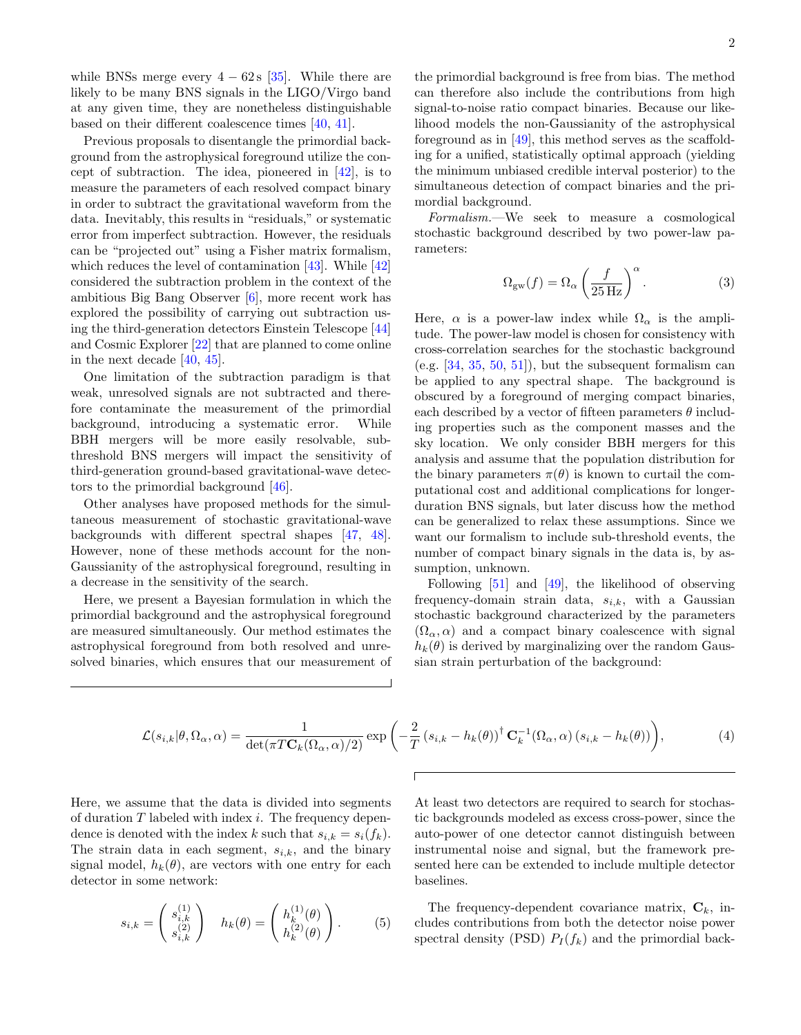while BNSs merge every $4 - 62\,\mathrm{s}$ [35]. While there are likely to be many BNS signals in the LIGO/Virgo band at any given time, they are nonetheless distinguishable based on their different coalescence times [40, 41].

Previous proposals to disentangle the primordial background from the astrophysical foreground utilize the concept of subtraction. The idea, pioneered in [42], is to measure the parameters of each resolved compact binary in order to subtract the gravitational waveform from the data. Inevitably, this results in "residuals," or systematic error from imperfect subtraction. However, the residuals can be "projected out" using a Fisher matrix formalism, which reduces the level of contamination [43]. While [42] considered the subtraction problem in the context of the ambitious Big Bang Observer [6], more recent work has explored the possibility of carrying out subtraction using the third-generation detectors Einstein Telescope [44] and Cosmic Explorer [22] that are planned to come online in the next decade [40, 45].

One limitation of the subtraction paradigm is that weak, unresolved signals are not subtracted and therefore contaminate the measurement of the primordial background, introducing a systematic error. While BBH mergers will be more easily resolvable, sub-threshold BNS mergers will impact the sensitivity of third-generation ground-based gravitational-wave detectors to the primordial background [46].

Other analyses have proposed methods for the simultaneous measurement of stochastic gravitational-wave backgrounds with different spectral shapes [47, 48]. However, none of these methods account for the non-Gaussianity of the astrophysical foreground, resulting in a decrease in the sensitivity of the search.

Here, we present a Bayesian formulation in which the primordial background and the astrophysical foreground are measured simultaneously. Our method estimates the astrophysical foreground from both resolved and unresolved binaries, which ensures that our measurement of the primordial background is free from bias. The method can therefore also include the contributions from high signal-to-noise ratio compact binaries. Because our likelihood models the non-Gaussianity of the astrophysical foreground as in [49], this method serves as the scaffolding for a unified, statistically optimal approach (yielding the minimum unbiased credible interval posterior) to the simultaneous detection of compact binaries and the primordial background.

*Formalism.*—We seek to measure a cosmological stochastic background described by two power-law parameters:

$$\Omega_{\mathrm{gw}}(f) = \Omega_\alpha \left(\frac{f}{25\,\mathrm{Hz}}\right)^\alpha . \tag{3}$$

Here, $\alpha$ is a power-law index while $\Omega_\alpha$ is the amplitude. The power-law model is chosen for consistency with cross-correlation searches for the stochastic background (e.g. [34, 35, 50, 51]), but the subsequent formalism can be applied to any spectral shape. The background is obscured by a foreground of merging compact binaries, each described by a vector of fifteen parameters $\theta$ including properties such as the component masses and the sky location. We only consider BBH mergers for this analysis and assume that the population distribution for the binary parameters $\pi(\theta)$ is known to curtail the computational cost and additional complications for longer-duration BNS signals, but later discuss how the method can be generalized to relax these assumptions. Since we want our formalism to include sub-threshold events, the number of compact binary signals in the data is, by assumption, unknown.

Following [51] and [49], the likelihood of observing frequency-domain strain data, $s_{i,k}$, with a Gaussian stochastic background characterized by the parameters $(\Omega_\alpha, \alpha)$ and a compact binary coalescence with signal $h_k(\theta)$ is derived by marginalizing over the random Gaussian strain perturbation of the background:

$$\mathcal{L}(s_{i,k}|\theta, \Omega_\alpha, \alpha) = \frac{1}{\det(\pi T \mathbf{C}_k(\Omega_\alpha, \alpha)/2)} \exp\left(-\frac{2}{T}\left(s_{i,k} - h_k(\theta)\right)^\dagger \mathbf{C}_k^{-1}(\Omega_\alpha, \alpha)\left(s_{i,k} - h_k(\theta)\right)\right), \tag{4}$$

Here, we assume that the data is divided into segments of duration $T$ labeled with index $i$. The frequency dependence is denoted with the index $k$ such that $s_{i,k} = s_i(f_k)$. The strain data in each segment, $s_{i,k}$, and the binary signal model, $h_k(\theta)$, are vectors with one entry for each detector in some network:

$$s_{i,k} = \begin{pmatrix} s_{i,k}^{(1)} \\ s_{i,k}^{(2)} \end{pmatrix} \quad h_k(\theta) = \begin{pmatrix} h_k^{(1)}(\theta) \\ h_k^{(2)}(\theta) \end{pmatrix}. \tag{5}$$

At least two detectors are required to search for stochastic backgrounds modeled as excess cross-power, since the auto-power of one detector cannot distinguish between instrumental noise and signal, but the framework presented here can be extended to include multiple detector baselines.

The frequency-dependent covariance matrix, $\mathbf{C}_k$, includes contributions from both the detector noise power spectral density (PSD) $P_I(f_k)$ and the primordial back-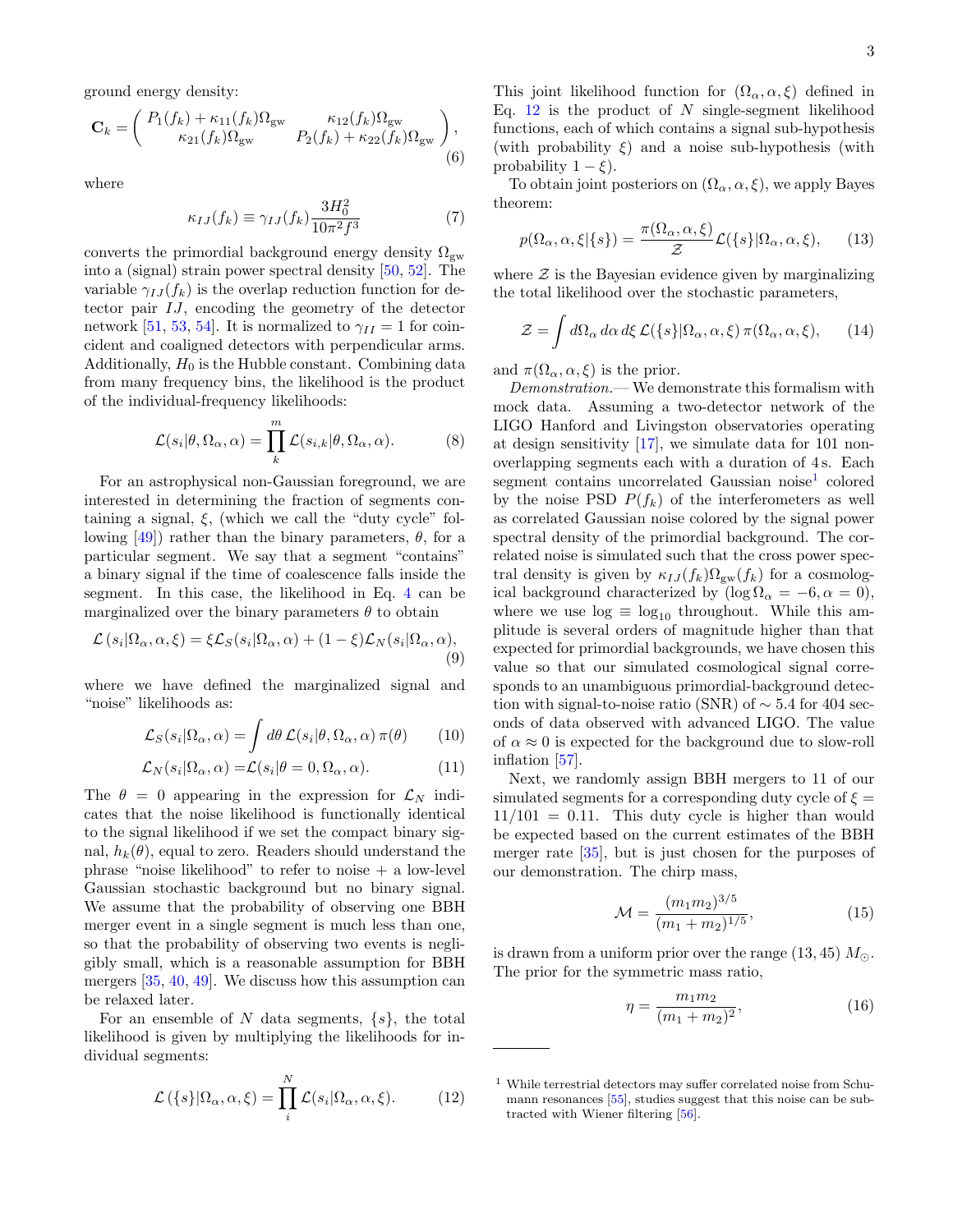ground energy density:

$$\mathbf{C}_k = \begin{pmatrix} P_1(f_k) + \kappa_{11}(f_k)\Omega_{\rm gw} & \kappa_{12}(f_k)\Omega_{\rm gw} \\ \kappa_{21}(f_k)\Omega_{\rm gw} & P_2(f_k) + \kappa_{22}(f_k)\Omega_{\rm gw} \end{pmatrix}, \tag{6}$$

where

$$\kappa_{IJ}(f_k) \equiv \gamma_{IJ}(f_k)\frac{3H_0^2}{10\pi^2 f^3} \tag{7}$$

converts the primordial background energy density $\Omega_{\rm gw}$ into a (signal) strain power spectral density [50, 52]. The variable $\gamma_{IJ}(f_k)$ is the overlap reduction function for detector pair $IJ$, encoding the geometry of the detector network [51, 53, 54]. It is normalized to $\gamma_{II} = 1$ for coincident and coaligned detectors with perpendicular arms. Additionally, $H_0$ is the Hubble constant. Combining data from many frequency bins, the likelihood is the product of the individual-frequency likelihoods:

$$\mathcal{L}(s_i|\theta, \Omega_\alpha, \alpha) = \prod_k^m \mathcal{L}(s_{i,k}|\theta, \Omega_\alpha, \alpha). \tag{8}$$

For an astrophysical non-Gaussian foreground, we are interested in determining the fraction of segments containing a signal, $\xi$, (which we call the "duty cycle" following [49]) rather than the binary parameters, $\theta$, for a particular segment. We say that a segment "contains" a binary signal if the time of coalescence falls inside the segment. In this case, the likelihood in Eq. 4 can be marginalized over the binary parameters $\theta$ to obtain

$$\mathcal{L}\left(s_i|\Omega_\alpha, \alpha, \xi\right) = \xi\mathcal{L}_S(s_i|\Omega_\alpha, \alpha) + (1-\xi)\mathcal{L}_N(s_i|\Omega_\alpha, \alpha), \tag{9}$$

where we have defined the marginalized signal and "noise" likelihoods as:

$$\mathcal{L}_S(s_i|\Omega_\alpha, \alpha) = \int d\theta\, \mathcal{L}(s_i|\theta, \Omega_\alpha, \alpha)\, \pi(\theta) \tag{10}$$

$$\mathcal{L}_N(s_i|\Omega_\alpha, \alpha) = \mathcal{L}(s_i|\theta = 0, \Omega_\alpha, \alpha). \tag{11}$$

The $\theta = 0$ appearing in the expression for $\mathcal{L}_N$ indicates that the noise likelihood is functionally identical to the signal likelihood if we set the compact binary signal, $h_k(\theta)$, equal to zero. Readers should understand the phrase "noise likelihood" to refer to noise + a low-level Gaussian stochastic background but no binary signal. We assume that the probability of observing one BBH merger event in a single segment is much less than one, so that the probability of observing two events is negligibly small, which is a reasonable assumption for BBH mergers [35, 40, 49]. We discuss how this assumption can be relaxed later.

For an ensemble of $N$ data segments, $\{s\}$, the total likelihood is given by multiplying the likelihoods for individual segments:

$$\mathcal{L}\left(\{s\}|\Omega_\alpha, \alpha, \xi\right) = \prod_i^N \mathcal{L}(s_i|\Omega_\alpha, \alpha, \xi). \tag{12}$$

This joint likelihood function for $(\Omega_\alpha, \alpha, \xi)$ defined in Eq. 12 is the product of $N$ single-segment likelihood functions, each of which contains a signal sub-hypothesis (with probability $\xi$) and a noise sub-hypothesis (with probability $1-\xi$).

To obtain joint posteriors on $(\Omega_\alpha, \alpha, \xi)$, we apply Bayes theorem:

$$p(\Omega_\alpha, \alpha, \xi|\{s\}) = \frac{\pi(\Omega_\alpha, \alpha, \xi)}{\mathcal{Z}}\mathcal{L}(\{s\}|\Omega_\alpha, \alpha, \xi), \tag{13}$$

where $\mathcal{Z}$ is the Bayesian evidence given by marginalizing the total likelihood over the stochastic parameters,

$$\mathcal{Z} = \int d\Omega_\alpha\, d\alpha\, d\xi\, \mathcal{L}(\{s\}|\Omega_\alpha, \alpha, \xi)\, \pi(\Omega_\alpha, \alpha, \xi), \tag{14}$$

and $\pi(\Omega_\alpha, \alpha, \xi)$ is the prior.

*Demonstration.*— We demonstrate this formalism with mock data. Assuming a two-detector network of the LIGO Hanford and Livingston observatories operating at design sensitivity [17], we simulate data for 101 non-overlapping segments each with a duration of 4 s. Each segment contains uncorrelated Gaussian noise[1] colored by the noise PSD $P(f_k)$ of the interferometers as well as correlated Gaussian noise colored by the signal power spectral density of the primordial background. The correlated noise is simulated such that the cross power spectral density is given by $\kappa_{IJ}(f_k)\Omega_{\rm gw}(f_k)$ for a cosmological background characterized by $(\log\Omega_\alpha = -6, \alpha = 0)$, where we use $\log \equiv \log_{10}$ throughout. While this amplitude is several orders of magnitude higher than that expected for primordial backgrounds, we have chosen this value so that our simulated cosmological signal corresponds to an unambiguous primordial-background detection with signal-to-noise ratio (SNR) of $\sim 5.4$ for 404 seconds of data observed with advanced LIGO. The value of $\alpha \approx 0$ is expected for the background due to slow-roll inflation [57].

Next, we randomly assign BBH mergers to 11 of our simulated segments for a corresponding duty cycle of $\xi = 11/101 = 0.11$. This duty cycle is higher than would be expected based on the current estimates of the BBH merger rate [35], but is just chosen for the purposes of our demonstration. The chirp mass,

$$\mathcal{M} = \frac{(m_1 m_2)^{3/5}}{(m_1+m_2)^{1/5}}, \tag{15}$$

is drawn from a uniform prior over the range $(13, 45)\ M_\odot$. The prior for the symmetric mass ratio,

$$\eta = \frac{m_1 m_2}{(m_1+m_2)^2}, \tag{16}$$

[1] While terrestrial detectors may suffer correlated noise from Schumann resonances [55], studies suggest that this noise can be subtracted with Wiener filtering [56].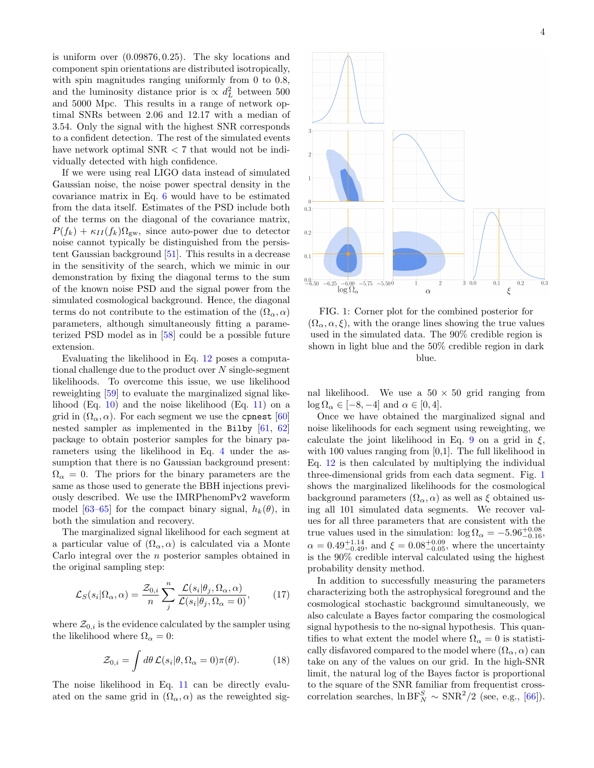is uniform over (0.09876, 0.25). The sky locations and component spin orientations are distributed isotropically, with spin magnitudes ranging uniformly from 0 to 0.8, and the luminosity distance prior is $\propto d_L^2$ between 500 and 5000 Mpc. This results in a range of network optimal SNRs between 2.06 and 12.17 with a median of 3.54. Only the signal with the highest SNR corresponds to a confident detection. The rest of the simulated events have network optimal SNR $< 7$ that would not be individually detected with high confidence.

If we were using real LIGO data instead of simulated Gaussian noise, the noise power spectral density in the covariance matrix in Eq. 6 would have to be estimated from the data itself. Estimates of the PSD include both of the terms on the diagonal of the covariance matrix, $P(f_k) + \kappa_{II}(f_k)\Omega_{\rm gw}$, since auto-power due to detector noise cannot typically be distinguished from the persistent Gaussian background [51]. This results in a decrease in the sensitivity of the search, which we mimic in our demonstration by fixing the diagonal terms to the sum of the known noise PSD and the signal power from the simulated cosmological background. Hence, the diagonal terms do not contribute to the estimation of the $(\Omega_\alpha, \alpha)$ parameters, although simultaneously fitting a parameterized PSD model as in [58] could be a possible future extension.

Evaluating the likelihood in Eq. 12 poses a computational challenge due to the product over $N$ single-segment likelihoods. To overcome this issue, we use likelihood reweighting [59] to evaluate the marginalized signal likelihood (Eq. 10) and the noise likelihood (Eq. 11) on a grid in $(\Omega_\alpha, \alpha)$. For each segment we use the `cpnest` [60] nested sampler as implemented in the `Bilby` [61, 62] package to obtain posterior samples for the binary parameters using the likelihood in Eq. 4 under the assumption that there is no Gaussian background present: $\Omega_\alpha = 0$. The priors for the binary parameters are the same as those used to generate the BBH injections previously described. We use the IMRPhenomPv2 waveform model [63–65] for the compact binary signal, $h_k(\theta)$, in both the simulation and recovery.

The marginalized signal likelihood for each segment at a particular value of $(\Omega_\alpha, \alpha)$ is calculated via a Monte Carlo integral over the $n$ posterior samples obtained in the original sampling step:

$$\mathcal{L}_S(s_i|\Omega_\alpha, \alpha) = \frac{\mathcal{Z}_{0,i}}{n} \sum_j^n \frac{\mathcal{L}(s_i|\theta_j, \Omega_\alpha, \alpha)}{\mathcal{L}(s_i|\theta_j, \Omega_\alpha = 0)}, \tag{17}$$

where $\mathcal{Z}_{0,i}$ is the evidence calculated by the sampler using the likelihood where $\Omega_\alpha = 0$:

$$\mathcal{Z}_{0,i} = \int d\theta \, \mathcal{L}(s_i|\theta, \Omega_\alpha = 0)\pi(\theta). \tag{18}$$

The noise likelihood in Eq. 11 can be directly evaluated on the same grid in $(\Omega_\alpha, \alpha)$ as the reweighted signal likelihood. We use a $50 \times 50$ grid ranging from $\log \Omega_\alpha \in [-8, -4]$ and $\alpha \in [0, 4]$.

FIG. 1: Corner plot for the combined posterior for $(\Omega_\alpha, \alpha, \xi)$, with the orange lines showing the true values used in the simulated data. The 90% credible region is shown in light blue and the 50% credible region in dark blue.

Once we have obtained the marginalized signal and noise likelihoods for each segment using reweighting, we calculate the joint likelihood in Eq. 9 on a grid in $\xi$, with 100 values ranging from [0,1]. The full likelihood in Eq. 12 is then calculated by multiplying the individual three-dimensional grids from each data segment. Fig. 1 shows the marginalized likelihoods for the cosmological background parameters $(\Omega_\alpha, \alpha)$ as well as $\xi$ obtained using all 101 simulated data segments. We recover values for all three parameters that are consistent with the true values used in the simulation: $\log \Omega_\alpha = -5.96^{+0.08}_{-0.16}$, $\alpha = 0.49^{+1.14}_{-0.49}$, and $\xi = 0.08^{+0.09}_{-0.05}$, where the uncertainty is the 90% credible interval calculated using the highest probability density method.

In addition to successfully measuring the parameters characterizing both the astrophysical foreground and the cosmological stochastic background simultaneously, we also calculate a Bayes factor comparing the cosmological signal hypothesis to the no-signal hypothesis. This quantifies to what extent the model where $\Omega_\alpha = 0$ is statistically disfavored compared to the model where $(\Omega_\alpha, \alpha)$ can take on any of the values on our grid. In the high-SNR limit, the natural log of the Bayes factor is proportional to the square of the SNR familiar from frequentist cross-correlation searches, $\ln {\rm BF}^S_N \sim {\rm SNR}^2/2$ (see, e.g., [66]).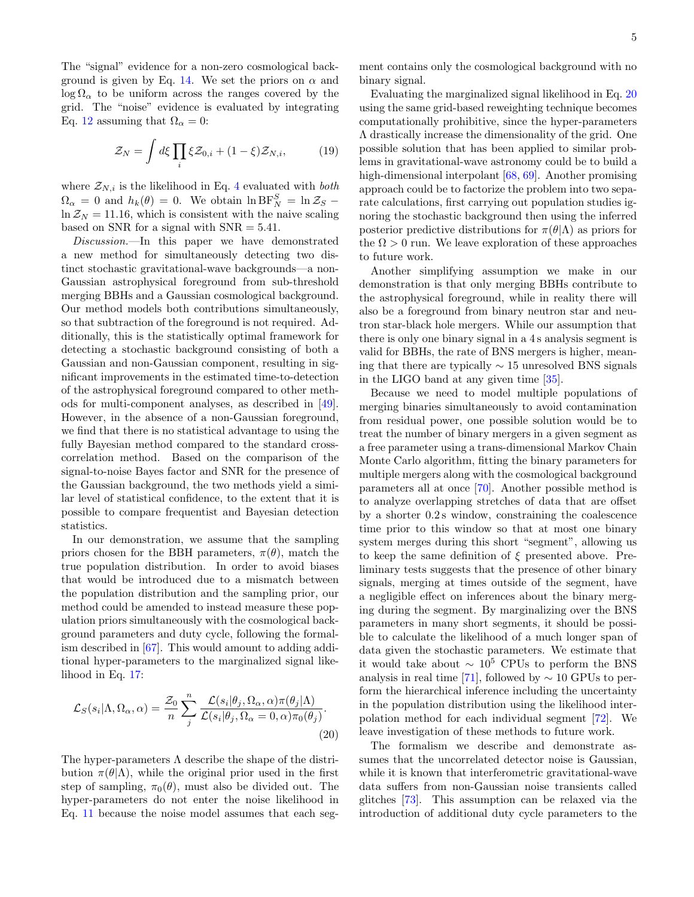The "signal" evidence for a non-zero cosmological background is given by Eq. 14. We set the priors on $\alpha$ and $\log \Omega_\alpha$ to be uniform across the ranges covered by the grid. The "noise" evidence is evaluated by integrating Eq. 12 assuming that $\Omega_\alpha = 0$:

$$\mathcal{Z}_N = \int d\xi \prod_i \xi \mathcal{Z}_{0,i} + (1-\xi)\mathcal{Z}_{N,i}, \tag{19}$$

where $\mathcal{Z}_{N,i}$ is the likelihood in Eq. 4 evaluated with *both* $\Omega_\alpha = 0$ and $h_k(\theta) = 0$. We obtain $\ln \text{BF}^S_N = \ln \mathcal{Z}_S - \ln \mathcal{Z}_N = 11.16$, which is consistent with the naive scaling based on SNR for a signal with SNR $= 5.41$.

*Discussion.*—In this paper we have demonstrated a new method for simultaneously detecting two distinct stochastic gravitational-wave backgrounds—a non-Gaussian astrophysical foreground from sub-threshold merging BBHs and a Gaussian cosmological background. Our method models both contributions simultaneously, so that subtraction of the foreground is not required. Additionally, this is the statistically optimal framework for detecting a stochastic background consisting of both a Gaussian and non-Gaussian component, resulting in significant improvements in the estimated time-to-detection of the astrophysical foreground compared to other methods for multi-component analyses, as described in [49]. However, in the absence of a non-Gaussian foreground, we find that there is no statistical advantage to using the fully Bayesian method compared to the standard cross-correlation method. Based on the comparison of the signal-to-noise Bayes factor and SNR for the presence of the Gaussian background, the two methods yield a similar level of statistical confidence, to the extent that it is possible to compare frequentist and Bayesian detection statistics.

In our demonstration, we assume that the sampling priors chosen for the BBH parameters, $\pi(\theta)$, match the true population distribution. In order to avoid biases that would be introduced due to a mismatch between the population distribution and the sampling prior, our method could be amended to instead measure these population priors simultaneously with the cosmological background parameters and duty cycle, following the formalism described in [67]. This would amount to adding additional hyper-parameters to the marginalized signal likelihood in Eq. 17:

$$\mathcal{L}_S(s_i|\Lambda, \Omega_\alpha, \alpha) = \frac{\mathcal{Z}_0}{n} \sum_j^n \frac{\mathcal{L}(s_i|\theta_j, \Omega_\alpha, \alpha)\pi(\theta_j|\Lambda)}{\mathcal{L}(s_i|\theta_j, \Omega_\alpha = 0, \alpha)\pi_0(\theta_j)}. \tag{20}$$

The hyper-parameters $\Lambda$ describe the shape of the distribution $\pi(\theta|\Lambda)$, while the original prior used in the first step of sampling, $\pi_0(\theta)$, must also be divided out. The hyper-parameters do not enter the noise likelihood in Eq. 11 because the noise model assumes that each segment contains only the cosmological background with no binary signal.

Evaluating the marginalized signal likelihood in Eq. 20 using the same grid-based reweighting technique becomes computationally prohibitive, since the hyper-parameters $\Lambda$ drastically increase the dimensionality of the grid. One possible solution that has been applied to similar problems in gravitational-wave astronomy could be to build a high-dimensional interpolant [68, 69]. Another promising approach could be to factorize the problem into two separate calculations, first carrying out population studies ignoring the stochastic background then using the inferred posterior predictive distributions for $\pi(\theta|\Lambda)$ as priors for the $\Omega > 0$ run. We leave exploration of these approaches to future work.

Another simplifying assumption we make in our demonstration is that only merging BBHs contribute to the astrophysical foreground, while in reality there will also be a foreground from binary neutron star and neutron star-black hole mergers. While our assumption that there is only one binary signal in a 4 s analysis segment is valid for BBHs, the rate of BNS mergers is higher, meaning that there are typically $\sim 15$ unresolved BNS signals in the LIGO band at any given time [35].

Because we need to model multiple populations of merging binaries simultaneously to avoid contamination from residual power, one possible solution would be to treat the number of binary mergers in a given segment as a free parameter using a trans-dimensional Markov Chain Monte Carlo algorithm, fitting the binary parameters for multiple mergers along with the cosmological background parameters all at once [70]. Another possible method is to analyze overlapping stretches of data that are offset by a shorter 0.2 s window, constraining the coalescence time prior to this window so that at most one binary system merges during this short "segment", allowing us to keep the same definition of $\xi$ presented above. Preliminary tests suggests that the presence of other binary signals, merging at times outside of the segment, have a negligible effect on inferences about the binary merging during the segment. By marginalizing over the BNS parameters in many short segments, it should be possible to calculate the likelihood of a much longer span of data given the stochastic parameters. We estimate that it would take about $\sim 10^5$ CPUs to perform the BNS analysis in real time [71], followed by $\sim 10$ GPUs to perform the hierarchical inference including the uncertainty in the population distribution using the likelihood interpolation method for each individual segment [72]. We leave investigation of these methods to future work.

The formalism we describe and demonstrate assumes that the uncorrelated detector noise is Gaussian, while it is known that interferometric gravitational-wave data suffers from non-Gaussian noise transients called glitches [73]. This assumption can be relaxed via the introduction of additional duty cycle parameters to the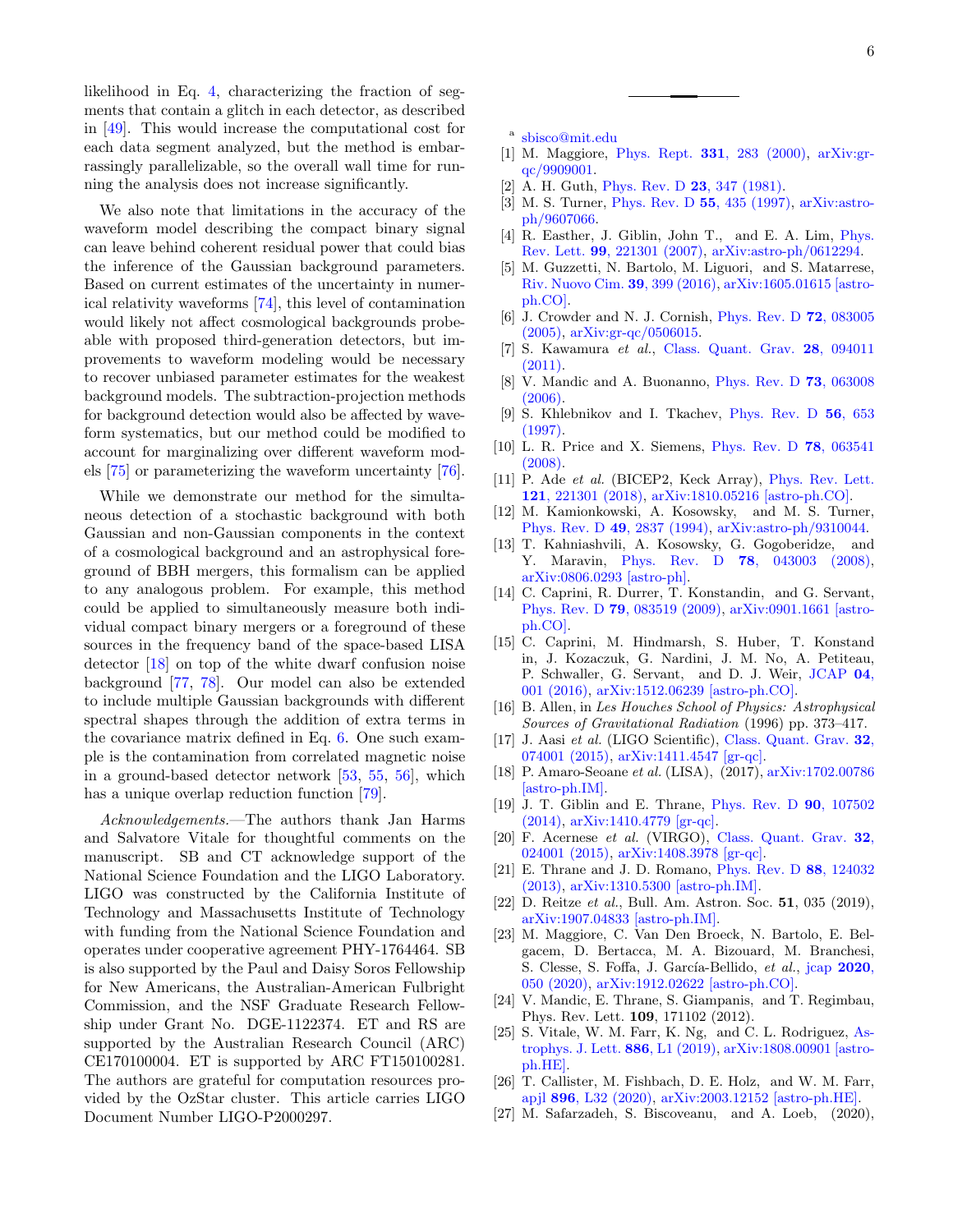likelihood in Eq. 4, characterizing the fraction of segments that contain a glitch in each detector, as described in [49]. This would increase the computational cost for each data segment analyzed, but the method is embarrassingly parallelizable, so the overall wall time for running the analysis does not increase significantly.

We also note that limitations in the accuracy of the waveform model describing the compact binary signal can leave behind coherent residual power that could bias the inference of the Gaussian background parameters. Based on current estimates of the uncertainty in numerical relativity waveforms [74], this level of contamination would likely not affect cosmological backgrounds probeable with proposed third-generation detectors, but improvements to waveform modeling would be necessary to recover unbiased parameter estimates for the weakest background models. The subtraction-projection methods for background detection would also be affected by waveform systematics, but our method could be modified to account for marginalizing over different waveform models [75] or parameterizing the waveform uncertainty [76].

While we demonstrate our method for the simultaneous detection of a stochastic background with both Gaussian and non-Gaussian components in the context of a cosmological background and an astrophysical foreground of BBH mergers, this formalism can be applied to any analogous problem. For example, this method could be applied to simultaneously measure both individual compact binary mergers or a foreground of these sources in the frequency band of the space-based LISA detector [18] on top of the white dwarf confusion noise background [77, 78]. Our model can also be extended to include multiple Gaussian backgrounds with different spectral shapes through the addition of extra terms in the covariance matrix defined in Eq. 6. One such example is the contamination from correlated magnetic noise in a ground-based detector network [53, 55, 56], which has a unique overlap reduction function [79].

*Acknowledgements.*—The authors thank Jan Harms and Salvatore Vitale for thoughtful comments on the manuscript. SB and CT acknowledge support of the National Science Foundation and the LIGO Laboratory. LIGO was constructed by the California Institute of Technology and Massachusetts Institute of Technology with funding from the National Science Foundation and operates under cooperative agreement PHY-1764464. SB is also supported by the Paul and Daisy Soros Fellowship for New Americans, the Australian-American Fulbright Commission, and the NSF Graduate Research Fellowship under Grant No. DGE-1122374. ET and RS are supported by the Australian Research Council (ARC) CE170100004. ET is supported by ARC FT150100281. The authors are grateful for computation resources provided by the OzStar cluster. This article carries LIGO Document Number LIGO-P2000297.

---

[a] sbisco@mit.edu

[1] M. Maggiore, Phys. Rept. **331**, 283 (2000), arXiv:gr-qc/9909001.

[2] A. H. Guth, Phys. Rev. D **23**, 347 (1981).

[3] M. S. Turner, Phys. Rev. D **55**, 435 (1997), arXiv:astro-ph/9607066.

[4] R. Easther, J. Giblin, John T., and E. A. Lim, Phys. Rev. Lett. **99**, 221301 (2007), arXiv:astro-ph/0612294.

[5] M. Guzzetti, N. Bartolo, M. Liguori, and S. Matarrese, Riv. Nuovo Cim. **39**, 399 (2016), arXiv:1605.01615 [astro-ph.CO].

[6] J. Crowder and N. J. Cornish, Phys. Rev. D **72**, 083005 (2005), arXiv:gr-qc/0506015.

[7] S. Kawamura *et al.*, Class. Quant. Grav. **28**, 094011 (2011).

[8] V. Mandic and A. Buonanno, Phys. Rev. D **73**, 063008 (2006).

[9] S. Khlebnikov and I. Tkachev, Phys. Rev. D **56**, 653 (1997).

[10] L. R. Price and X. Siemens, Phys. Rev. D **78**, 063541 (2008).

[11] P. Ade *et al.* (BICEP2, Keck Array), Phys. Rev. Lett. **121**, 221301 (2018), arXiv:1810.05216 [astro-ph.CO].

[12] M. Kamionkowski, A. Kosowsky, and M. S. Turner, Phys. Rev. D **49**, 2837 (1994), arXiv:astro-ph/9310044.

[13] T. Kahniashvili, A. Kosowsky, G. Gogoberidze, and Y. Maravin, Phys. Rev. D **78**, 043003 (2008), arXiv:0806.0293 [astro-ph].

[14] C. Caprini, R. Durrer, T. Konstandin, and G. Servant, Phys. Rev. D **79**, 083519 (2009), arXiv:0901.1661 [astro-ph.CO].

[15] C. Caprini, M. Hindmarsh, S. Huber, T. Konstandin, J. Kozaczuk, G. Nardini, J. M. No, A. Petiteau, P. Schwaller, G. Servant, and D. J. Weir, JCAP **04**, 001 (2016), arXiv:1512.06239 [astro-ph.CO].

[16] B. Allen, in *Les Houches School of Physics: Astrophysical Sources of Gravitational Radiation* (1996) pp. 373–417.

[17] J. Aasi *et al.* (LIGO Scientific), Class. Quant. Grav. **32**, 074001 (2015), arXiv:1411.4547 [gr-qc].

[18] P. Amaro-Seoane *et al.* (LISA), (2017), arXiv:1702.00786 [astro-ph.IM].

[19] J. T. Giblin and E. Thrane, Phys. Rev. D **90**, 107502 (2014), arXiv:1410.4779 [gr-qc].

[20] F. Acernese *et al.* (VIRGO), Class. Quant. Grav. **32**, 024001 (2015), arXiv:1408.3978 [gr-qc].

[21] E. Thrane and J. D. Romano, Phys. Rev. D **88**, 124032 (2013), arXiv:1310.5300 [astro-ph.IM].

[22] D. Reitze *et al.*, Bull. Am. Astron. Soc. **51**, 035 (2019), arXiv:1907.04833 [astro-ph.IM].

[23] M. Maggiore, C. Van Den Broeck, N. Bartolo, E. Belgacem, D. Bertacca, M. A. Bizouard, M. Branchesi, S. Clesse, S. Foffa, J. García-Bellido, *et al.*, jcap **2020**, 050 (2020), arXiv:1912.02622 [astro-ph.CO].

[24] V. Mandic, E. Thrane, S. Giampanis, and T. Regimbau, Phys. Rev. Lett. **109**, 171102 (2012).

[25] S. Vitale, W. M. Farr, K. Ng, and C. L. Rodriguez, Astrophys. J. Lett. **886**, L1 (2019), arXiv:1808.00901 [astro-ph.HE].

[26] T. Callister, M. Fishbach, D. E. Holz, and W. M. Farr, apjl **896**, L32 (2020), arXiv:2003.12152 [astro-ph.HE].

[27] M. Safarzadeh, S. Biscoveanu, and A. Loeb, (2020),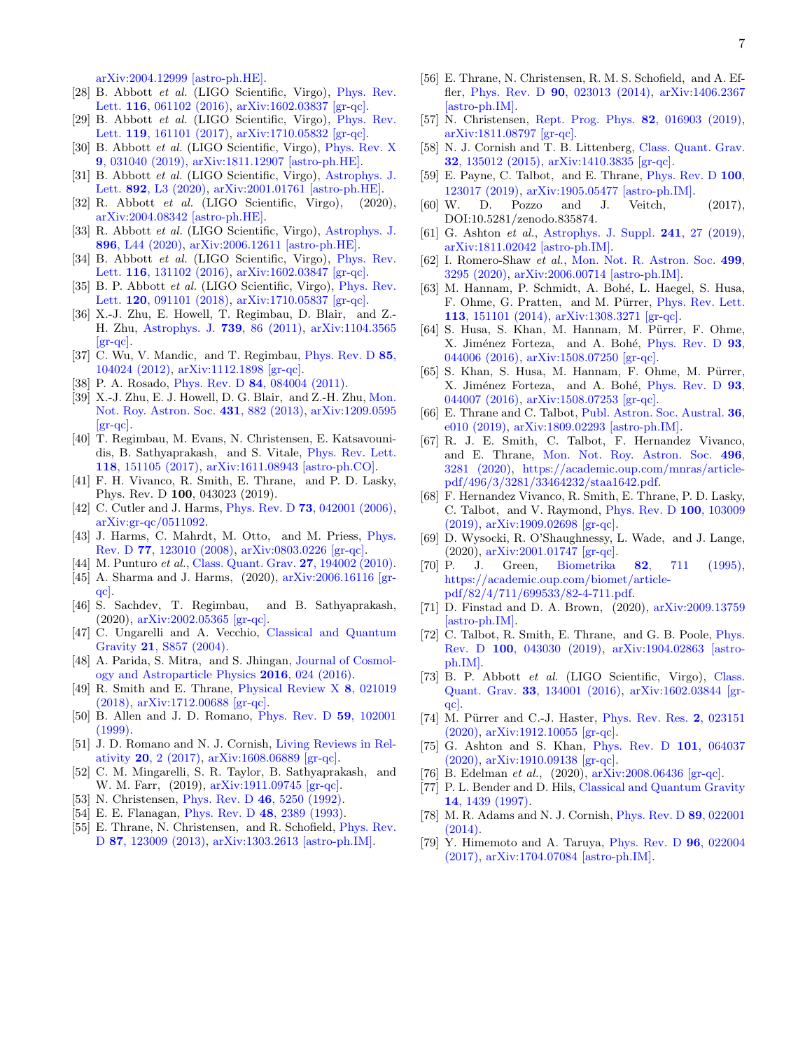arXiv:2004.12999 [astro-ph.HE].

[28] B. Abbott *et al.* (LIGO Scientific, Virgo), Phys. Rev. Lett. **116**, 061102 (2016), arXiv:1602.03837 [gr-qc].

[29] B. Abbott *et al.* (LIGO Scientific, Virgo), Phys. Rev. Lett. **119**, 161101 (2017), arXiv:1710.05832 [gr-qc].

[30] B. Abbott *et al.* (LIGO Scientific, Virgo), Phys. Rev. X **9**, 031040 (2019), arXiv:1811.12907 [astro-ph.HE].

[31] B. Abbott *et al.* (LIGO Scientific, Virgo), Astrophys. J. Lett. **892**, L3 (2020), arXiv:2001.01761 [astro-ph.HE].

[32] R. Abbott *et al.* (LIGO Scientific, Virgo), (2020), arXiv:2004.08342 [astro-ph.HE].

[33] R. Abbott *et al.* (LIGO Scientific, Virgo), Astrophys. J. **896**, L44 (2020), arXiv:2006.12611 [astro-ph.HE].

[34] B. Abbott *et al.* (LIGO Scientific, Virgo), Phys. Rev. Lett. **116**, 131102 (2016), arXiv:1602.03847 [gr-qc].

[35] B. P. Abbott *et al.* (LIGO Scientific, Virgo), Phys. Rev. Lett. **120**, 091101 (2018), arXiv:1710.05837 [gr-qc].

[36] X.-J. Zhu, E. Howell, T. Regimbau, D. Blair, and Z.-H. Zhu, Astrophys. J. **739**, 86 (2011), arXiv:1104.3565 [gr-qc].

[37] C. Wu, V. Mandic, and T. Regimbau, Phys. Rev. D **85**, 104024 (2012), arXiv:1112.1898 [gr-qc].

[38] P. A. Rosado, Phys. Rev. D **84**, 084004 (2011).

[39] X.-J. Zhu, E. J. Howell, D. G. Blair, and Z.-H. Zhu, Mon. Not. Roy. Astron. Soc. **431**, 882 (2013), arXiv:1209.0595 [gr-qc].

[40] T. Regimbau, M. Evans, N. Christensen, E. Katsavounidis, B. Sathyaprakash, and S. Vitale, Phys. Rev. Lett. **118**, 151105 (2017), arXiv:1611.08943 [astro-ph.CO].

[41] F. H. Vivanco, R. Smith, E. Thrane, and P. D. Lasky, Phys. Rev. D **100**, 043023 (2019).

[42] C. Cutler and J. Harms, Phys. Rev. D **73**, 042001 (2006), arXiv:gr-qc/0511092.

[43] J. Harms, C. Mahrdt, M. Otto, and M. Priess, Phys. Rev. D **77**, 123010 (2008), arXiv:0803.0226 [gr-qc].

[44] M. Punturo *et al.*, Class. Quant. Grav. **27**, 194002 (2010).

[45] A. Sharma and J. Harms, (2020), arXiv:2006.16116 [gr-qc].

[46] S. Sachdev, T. Regimbau, and B. Sathyaprakash, (2020), arXiv:2002.05365 [gr-qc].

[47] C. Ungarelli and A. Vecchio, Classical and Quantum Gravity **21**, S857 (2004).

[48] A. Parida, S. Mitra, and S. Jhingan, Journal of Cosmology and Astroparticle Physics **2016**, 024 (2016).

[49] R. Smith and E. Thrane, Physical Review X **8**, 021019 (2018), arXiv:1712.00688 [gr-qc].

[50] B. Allen and J. D. Romano, Phys. Rev. D **59**, 102001 (1999).

[51] J. D. Romano and N. J. Cornish, Living Reviews in Relativity **20**, 2 (2017), arXiv:1608.06889 [gr-qc].

[52] C. M. Mingarelli, S. R. Taylor, B. Sathyaprakash, and W. M. Farr, (2019), arXiv:1911.09745 [gr-qc].

[53] N. Christensen, Phys. Rev. D **46**, 5250 (1992).

[54] E. E. Flanagan, Phys. Rev. D **48**, 2389 (1993).

[55] E. Thrane, N. Christensen, and R. Schofield, Phys. Rev. D **87**, 123009 (2013), arXiv:1303.2613 [astro-ph.IM].

[56] E. Thrane, N. Christensen, R. M. S. Schofield, and A. Effler, Phys. Rev. D **90**, 023013 (2014), arXiv:1406.2367 [astro-ph.IM].

[57] N. Christensen, Rept. Prog. Phys. **82**, 016903 (2019), arXiv:1811.08797 [gr-qc].

[58] N. J. Cornish and T. B. Littenberg, Class. Quant. Grav. **32**, 135012 (2015), arXiv:1410.3835 [gr-qc].

[59] E. Payne, C. Talbot, and E. Thrane, Phys. Rev. D **100**, 123017 (2019), arXiv:1905.05477 [astro-ph.IM].

[60] W. D. Pozzo and J. Veitch, (2017), DOI:10.5281/zenodo.835874.

[61] G. Ashton *et al.*, Astrophys. J. Suppl. **241**, 27 (2019), arXiv:1811.02042 [astro-ph.IM].

[62] I. Romero-Shaw *et al.*, Mon. Not. R. Astron. Soc. **499**, 3295 (2020), arXiv:2006.00714 [astro-ph.IM].

[63] M. Hannam, P. Schmidt, A. Bohé, L. Haegel, S. Husa, F. Ohme, G. Pratten, and M. Pürrer, Phys. Rev. Lett. **113**, 151101 (2014), arXiv:1308.3271 [gr-qc].

[64] S. Husa, S. Khan, M. Hannam, M. Pürrer, F. Ohme, X. Jiménez Forteza, and A. Bohé, Phys. Rev. D **93**, 044006 (2016), arXiv:1508.07250 [gr-qc].

[65] S. Khan, S. Husa, M. Hannam, F. Ohme, M. Pürrer, X. Jiménez Forteza, and A. Bohé, Phys. Rev. D **93**, 044007 (2016), arXiv:1508.07253 [gr-qc].

[66] E. Thrane and C. Talbot, Publ. Astron. Soc. Austral. **36**, e010 (2019), arXiv:1809.02293 [astro-ph.IM].

[67] R. J. E. Smith, C. Talbot, F. Hernandez Vivanco, and E. Thrane, Mon. Not. Roy. Astron. Soc. **496**, 3281 (2020), https://academic.oup.com/mnras/article-pdf/496/3/3281/33464232/staa1642.pdf.

[68] F. Hernandez Vivanco, R. Smith, E. Thrane, P. D. Lasky, C. Talbot, and V. Raymond, Phys. Rev. D **100**, 103009 (2019), arXiv:1909.02698 [gr-qc].

[69] D. Wysocki, R. O'Shaughnessy, L. Wade, and J. Lange, (2020), arXiv:2001.01747 [gr-qc].

[70] P. J. Green, Biometrika **82**, 711 (1995), https://academic.oup.com/biomet/article-pdf/82/4/711/699533/82-4-711.pdf.

[71] D. Finstad and D. A. Brown, (2020), arXiv:2009.13759 [astro-ph.IM].

[72] C. Talbot, R. Smith, E. Thrane, and G. B. Poole, Phys. Rev. D **100**, 043030 (2019), arXiv:1904.02863 [astro-ph.IM].

[73] B. P. Abbott *et al.* (LIGO Scientific, Virgo), Class. Quant. Grav. **33**, 134001 (2016), arXiv:1602.03844 [gr-qc].

[74] M. Pürrer and C.-J. Haster, Phys. Rev. Res. **2**, 023151 (2020), arXiv:1912.10055 [gr-qc].

[75] G. Ashton and S. Khan, Phys. Rev. D **101**, 064037 (2020), arXiv:1910.09138 [gr-qc].

[76] B. Edelman *et al.*, (2020), arXiv:2008.06436 [gr-qc].

[77] P. L. Bender and D. Hils, Classical and Quantum Gravity **14**, 1439 (1997).

[78] M. R. Adams and N. J. Cornish, Phys. Rev. D **89**, 022001 (2014).

[79] Y. Himemoto and A. Taruya, Phys. Rev. D **96**, 022004 (2017), arXiv:1704.07084 [astro-ph.IM].